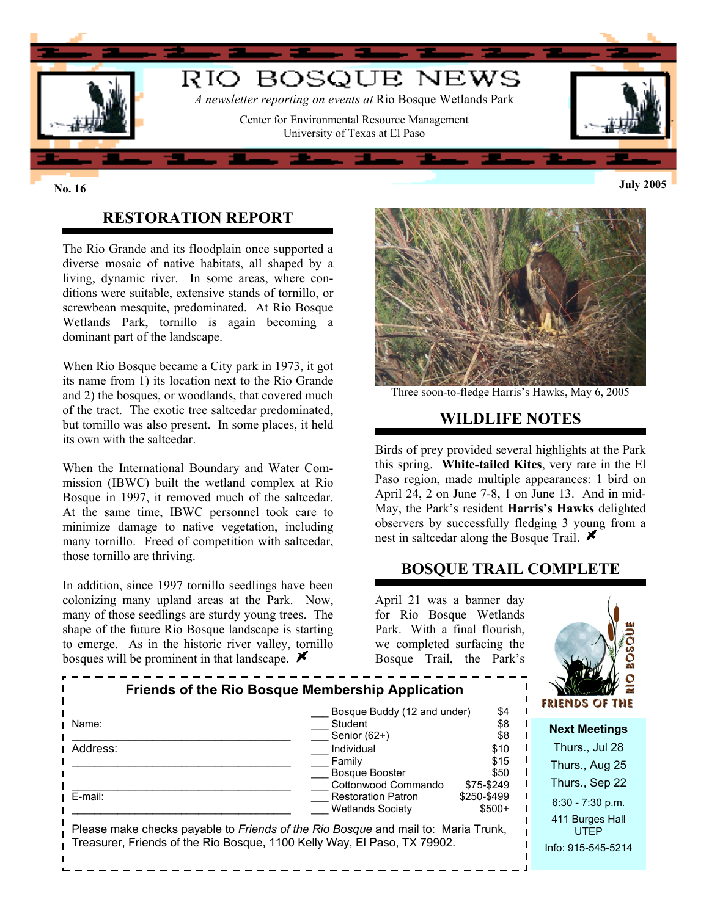# RIO BOSQUE NEWS

*A newsletter reporting on events at* Rio Bosque Wetlands Park

Center for Environmental Resource Management
University of Texas at El Paso

**No. 16** **July 2005**

## RESTORATION REPORT

The Rio Grande and its floodplain once supported a diverse mosaic of native habitats, all shaped by a living, dynamic river. In some areas, where conditions were suitable, extensive stands of tornillo, or screwbean mesquite, predominated. At Rio Bosque Wetlands Park, tornillo is again becoming a dominant part of the landscape.

When Rio Bosque became a City park in 1973, it got its name from 1) its location next to the Rio Grande and 2) the bosques, or woodlands, that covered much of the tract. The exotic tree saltcedar predominated, but tornillo was also present. In some places, it held its own with the saltcedar.

When the International Boundary and Water Commission (IBWC) built the wetland complex at Rio Bosque in 1997, it removed much of the saltcedar. At the same time, IBWC personnel took care to minimize damage to native vegetation, including many tornillo. Freed of competition with saltcedar, those tornillo are thriving.

In addition, since 1997 tornillo seedlings have been colonizing many upland areas at the Park. Now, many of those seedlings are sturdy young trees. The shape of the future Rio Bosque landscape is starting to emerge. As in the historic river valley, tornillo bosques will be prominent in that landscape.

Three soon-to-fledge Harris's Hawks, May 6, 2005

## WILDLIFE NOTES

Birds of prey provided several highlights at the Park this spring. **White-tailed Kites**, very rare in the El Paso region, made multiple appearances: 1 bird on April 24, 2 on June 7-8, 1 on June 13. And in mid-May, the Park's resident **Harris's Hawks** delighted observers by successfully fledging 3 young from a nest in saltcedar along the Bosque Trail.

## BOSQUE TRAIL COMPLETE

April 21 was a banner day for Rio Bosque Wetlands Park. With a final flourish, we completed surfacing the Bosque Trail, the Park's

### Friends of the Rio Bosque Membership Application

Name: ____________________________________

Address: ____________________________________

____________________________________

E-mail: ____________________________________

| | Membership | Amount |
|---|---|---|
| ___ | Bosque Buddy (12 and under) | $4 |
| ___ | Student | $8 |
| ___ | Senior (62+) | $8 |
| ___ | Individual | $10 |
| ___ | Family | $15 |
| ___ | Bosque Booster | $50 |
| ___ | Cottonwood Commando | $75-$249 |
| ___ | Restoration Patron | $250-$499 |
| ___ | Wetlands Society | $500+ |

Please make checks payable to *Friends of the Rio Bosque* and mail to: Maria Trunk, Treasurer, Friends of the Rio Bosque, 1100 Kelly Way, El Paso, TX 79902.

FRIENDS OF THE RIO BOSQUE

**Next Meetings**

Thurs., Jul 28

Thurs., Aug 25

Thurs., Sep 22

6:30 - 7:30 p.m.

411 Burges Hall
UTEP

Info: 915-545-5214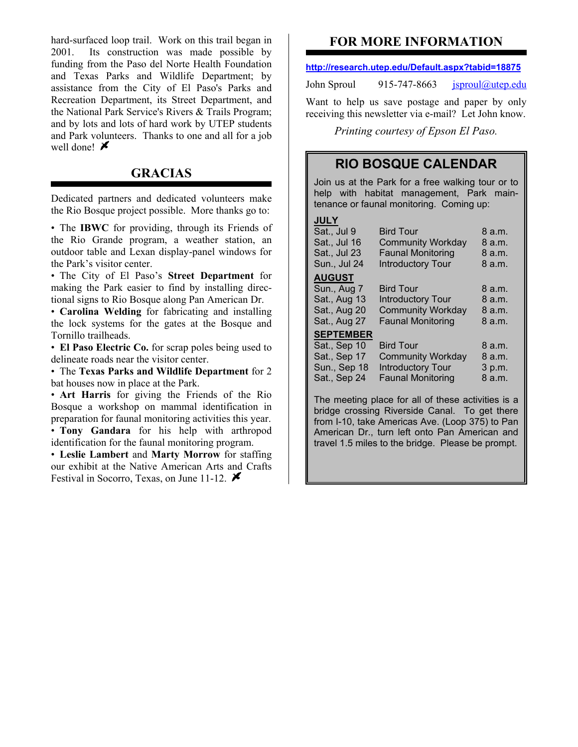hard-surfaced loop trail. Work on this trail began in 2001. Its construction was made possible by funding from the Paso del Norte Health Foundation and Texas Parks and Wildlife Department; by assistance from the City of El Paso's Parks and Recreation Department, its Street Department, and the National Park Service's Rivers & Trails Program; and by lots and lots of hard work by UTEP students and Park volunteers. Thanks to one and all for a job well done!

## GRACIAS

Dedicated partners and dedicated volunteers make the Rio Bosque project possible. More thanks go to:

- The **IBWC** for providing, through its Friends of the Rio Grande program, a weather station, an outdoor table and Lexan display-panel windows for the Park's visitor center.
- The City of El Paso's **Street Department** for making the Park easier to find by installing directional signs to Rio Bosque along Pan American Dr.
- **Carolina Welding** for fabricating and installing the lock systems for the gates at the Bosque and Tornillo trailheads.
- **El Paso Electric Co.** for scrap poles being used to delineate roads near the visitor center.
- The **Texas Parks and Wildlife Department** for 2 bat houses now in place at the Park.
- **Art Harris** for giving the Friends of the Rio Bosque a workshop on mammal identification in preparation for faunal monitoring activities this year.
- **Tony Gandara** for his help with arthropod identification for the faunal monitoring program.
- **Leslie Lambert** and **Marty Morrow** for staffing our exhibit at the Native American Arts and Crafts Festival in Socorro, Texas, on June 11-12.

## FOR MORE INFORMATION

http://research.utep.edu/Default.aspx?tabid=18875

John Sproul 915-747-8663 jsproul@utep.edu

Want to help us save postage and paper by only receiving this newsletter via e-mail? Let John know.

*Printing courtesy of Epson El Paso.*

## RIO BOSQUE CALENDAR

Join us at the Park for a free walking tour or to help with habitat management, Park maintenance or faunal monitoring. Coming up:

| | | |
|---|---|---|
| **JULY** | | |
| Sat., Jul 9 | Bird Tour | 8 a.m. |
| Sat., Jul 16 | Community Workday | 8 a.m. |
| Sat., Jul 23 | Faunal Monitoring | 8 a.m. |
| Sun., Jul 24 | Introductory Tour | 8 a.m. |
| **AUGUST** | | |
| Sun., Aug 7 | Bird Tour | 8 a.m. |
| Sat., Aug 13 | Introductory Tour | 8 a.m. |
| Sat., Aug 20 | Community Workday | 8 a.m. |
| Sat., Aug 27 | Faunal Monitoring | 8 a.m. |
| **SEPTEMBER** | | |
| Sat., Sep 10 | Bird Tour | 8 a.m. |
| Sat., Sep 17 | Community Workday | 8 a.m. |
| Sun., Sep 18 | Introductory Tour | 3 p.m. |
| Sat., Sep 24 | Faunal Monitoring | 8 a.m. |

The meeting place for all of these activities is a bridge crossing Riverside Canal. To get there from I-10, take Americas Ave. (Loop 375) to Pan American Dr., turn left onto Pan American and travel 1.5 miles to the bridge. Please be prompt.